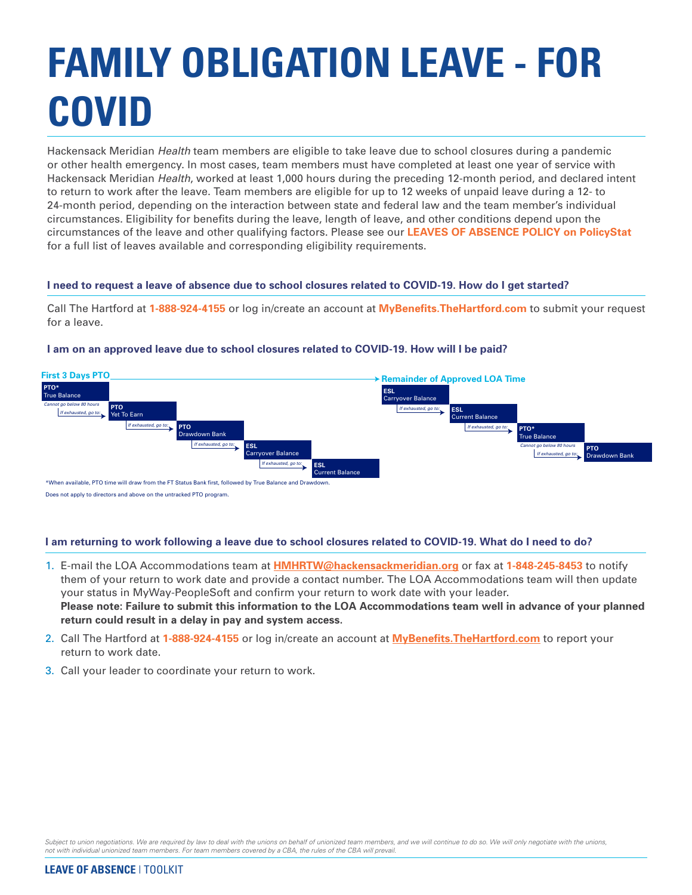# FAMILY OBLIGATION LEAVE - FOR COVID

Hackensack Meridian *Health* team members are eligible to take leave due to school closures during a pandemic or other health emergency. In most cases, team members must have completed at least one year of service with Hackensack Meridian *Health*, worked at least 1,000 hours during the preceding 12-month period, and declared intent to return to work after the leave. Team members are eligible for up to 12 weeks of unpaid leave during a 12- to 24-month period, depending on the interaction between state and federal law and the team member's individual circumstances. Eligibility for benefits during the leave, length of leave, and other conditions depend upon the circumstances of the leave and other qualifying factors. Please see our **LEAVES OF ABSENCE POLICY on PolicyStat** for a full list of leaves available and corresponding eligibility requirements.

### I need to request a leave of absence due to school closures related to COVID-19. How do I get started?

Call The Hartford at **1-888-924-4155** or log in/create an account at **MyBenefits.TheHartford.com** to submit your request for a leave.

### I am on an approved leave due to school closures related to COVID-19. How will I be paid?

**First 3 Days PTO**

1. **PTO*** True Balance — *Cannot go below 80 hours*
2. *If exhausted, go to:* **PTO** Yet To Earn
3. *If exhausted, go to:* **PTO** Drawdown Bank
4. *If exhausted, go to:* **ESL** Carryover Balance
5. *If exhausted, go to:* **ESL** Current Balance

**Remainder of Approved LOA Time**

1. **ESL** Carryover Balance
2. *If exhausted, go to:* **ESL** Current Balance
3. *If exhausted, go to:* **PTO*** True Balance — *Cannot go below 80 hours*
4. *If exhausted, go to:* **PTO** Drawdown Bank

*When available, PTO time will draw from the FT Status Bank first, followed by True Balance and Drawdown.

Does not apply to directors and above on the untracked PTO program.

### I am returning to work following a leave due to school closures related to COVID-19. What do I need to do?

1. E-mail the LOA Accommodations team at **HMHRTW@hackensackmeridian.org** or fax at **1-848-245-8453** to notify them of your return to work date and provide a contact number. The LOA Accommodations team will then update your status in MyWay-PeopleSoft and confirm your return to work date with your leader.
   **Please note: Failure to submit this information to the LOA Accommodations team well in advance of your planned return could result in a delay in pay and system access.**
2. Call The Hartford at **1-888-924-4155** or log in/create an account at **MyBenefits.TheHartford.com** to report your return to work date.
3. Call your leader to coordinate your return to work.

*Subject to union negotiations. We are required by law to deal with the unions on behalf of unionized team members, and we will continue to do so. We will only negotiate with the unions, not with individual unionized team members. For team members covered by a CBA, the rules of the CBA will prevail.*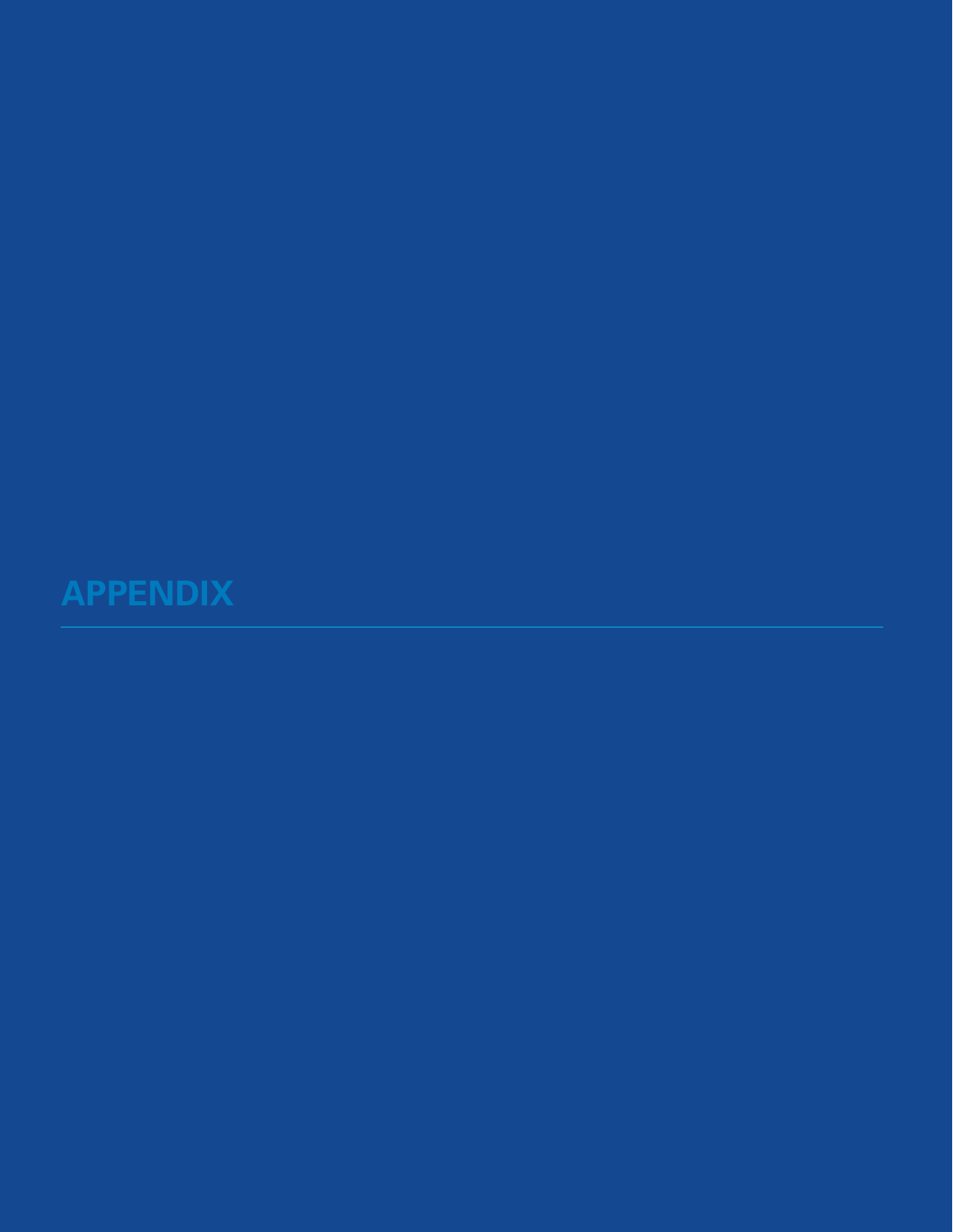# APPENDIX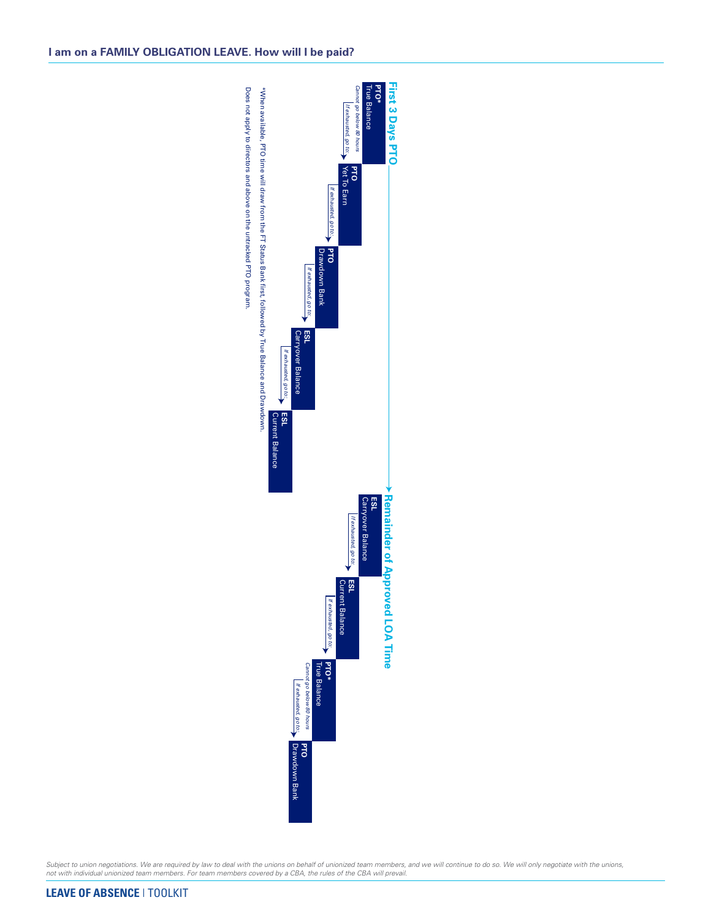## I am on a FAMILY OBLIGATION LEAVE. How will I be paid?

**First 3 Days PTO**

**PTO*** True Balance
*Cannot go below 80 hours*
*If exhausted, go to:*

**PTO** Yet To Earn
*If exhausted, go to:*

**PTO** Drawdown Bank
*If exhausted, go to:*

**ESL** Carryover Balance
*If exhausted, go to:*

**ESL** Current Balance

**Remainder of Approved LOA Time**

**ESL** Carryover Balance
*If exhausted, go to:*

**ESL** Current Balance
*If exhausted, go to:*

**PTO*** True Balance
*Cannot go below 80 hours*
*If exhausted, go to:*

**PTO** Drawdown Bank

*When available, PTO time will draw from the FT Status Bank first, followed by True Balance and Drawdown.

Does not apply to directors and above on the untracked PTO program.

*Subject to union negotiations. We are required by law to deal with the unions on behalf of unionized team members, and we will continue to do so. We will only negotiate with the unions, not with individual unionized team members. For team members covered by a CBA, the rules of the CBA will prevail.*